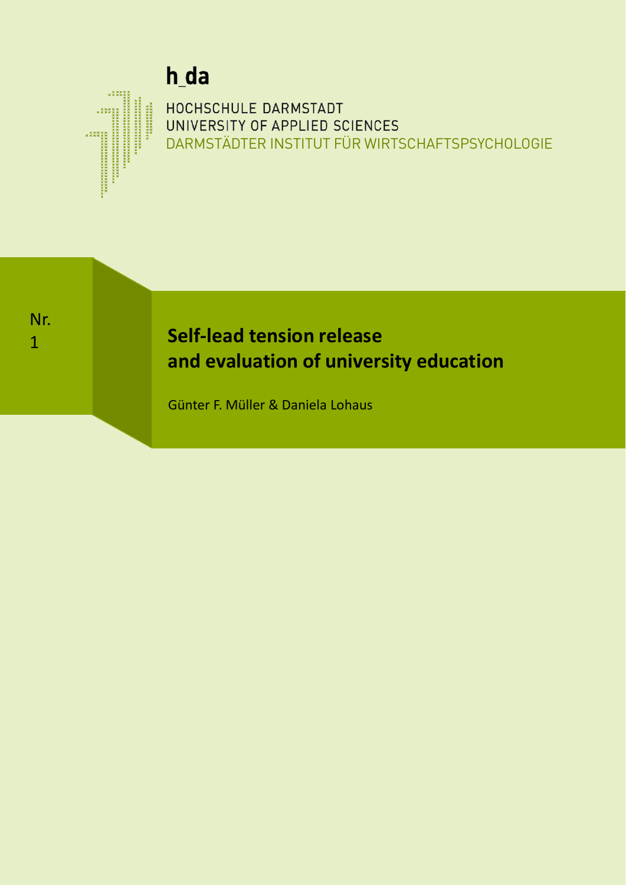h_da

HOCHSCHULE DARMSTADT
UNIVERSITY OF APPLIED SCIENCES
DARMSTÄDTER INSTITUT FÜR WIRTSCHAFTSPSYCHOLOGIE

Nr.
1

# Self-lead tension release and evaluation of university education

Günter F. Müller & Daniela Lohaus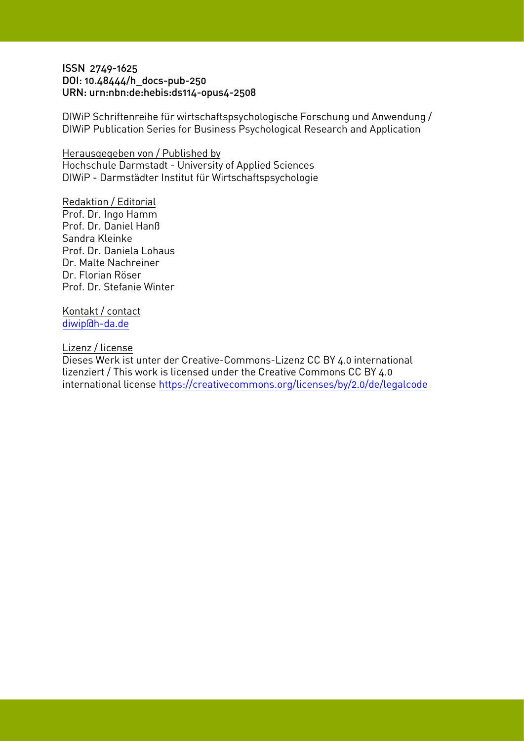ISSN 2749-1625
DOI: 10.48444/h_docs-pub-250
URN: urn:nbn:de:hebis:ds114-opus4-2508

DIWiP Schriftenreihe für wirtschaftspsychologische Forschung und Anwendung / DIWiP Publication Series for Business Psychological Research and Application

Herausgegeben von / Published by
Hochschule Darmstadt - University of Applied Sciences
DIWiP - Darmstädter Institut für Wirtschaftspsychologie

Redaktion / Editorial
Prof. Dr. Ingo Hamm
Prof. Dr. Daniel Hanß
Sandra Kleinke
Prof. Dr. Daniela Lohaus
Dr. Malte Nachreiner
Dr. Florian Röser
Prof. Dr. Stefanie Winter

Kontakt / contact
diwip@h-da.de

Lizenz / license
Dieses Werk ist unter der Creative-Commons-Lizenz CC BY 4.0 international lizenziert / This work is licensed under the Creative Commons CC BY 4.0 international license https://creativecommons.org/licenses/by/2.0/de/legalcode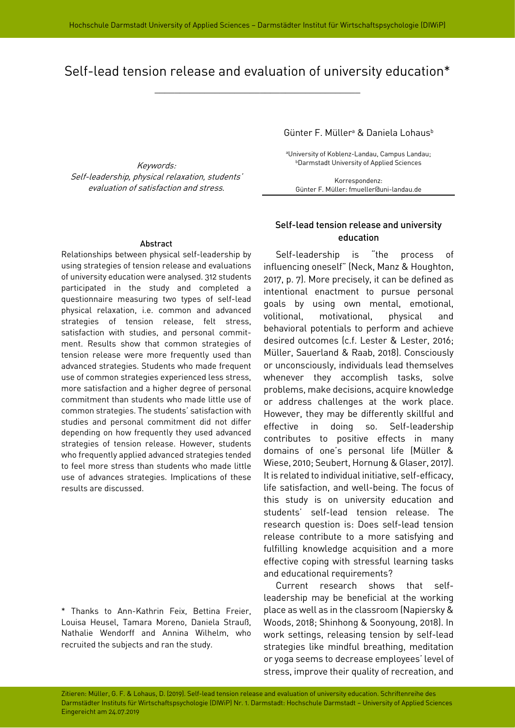# Self-lead tension release and evaluation of university education*

Günter F. Müller[a] & Daniela Lohaus[b]

[a]University of Koblenz-Landau, Campus Landau; [b]Darmstadt University of Applied Sciences

Korrespondenz: Günter F. Müller: fmueller@uni-landau.de

*Keywords:*
*Self-leadership, physical relaxation, students' evaluation of satisfaction and stress.*

### Abstract

Relationships between physical self-leadership by using strategies of tension release and evaluations of university education were analysed. 312 students participated in the study and completed a questionnaire measuring two types of self-lead physical relaxation, i.e. common and advanced strategies of tension release, felt stress, satisfaction with studies, and personal commitment. Results show that common strategies of tension release were more frequently used than advanced strategies. Students who made frequent use of common strategies experienced less stress, more satisfaction and a higher degree of personal commitment than students who made little use of common strategies. The students' satisfaction with studies and personal commitment did not differ depending on how frequently they used advanced strategies of tension release. However, students who frequently applied advanced strategies tended to feel more stress than students who made little use of advances strategies. Implications of these results are discussed.

\* Thanks to Ann-Kathrin Feix, Bettina Freier, Louisa Heusel, Tamara Moreno, Daniela Strauß, Nathalie Wendorff and Annina Wilhelm, who recruited the subjects and ran the study.

## Self-lead tension release and university education

Self-leadership is "the process of influencing oneself" (Neck, Manz & Houghton, 2017, p. 7). More precisely, it can be defined as intentional enactment to pursue personal goals by using own mental, emotional, volitional, motivational, physical and behavioral potentials to perform and achieve desired outcomes (c.f. Lester & Lester, 2016; Müller, Sauerland & Raab, 2018). Consciously or unconsciously, individuals lead themselves whenever they accomplish tasks, solve problems, make decisions, acquire knowledge or address challenges at the work place. However, they may be differently skillful and effective in doing so. Self-leadership contributes to positive effects in many domains of one's personal life (Müller & Wiese, 2010; Seubert, Hornung & Glaser, 2017). It is related to individual initiative, self-efficacy, life satisfaction, and well-being. The focus of this study is on university education and students' self-lead tension release. The research question is: Does self-lead tension release contribute to a more satisfying and fulfilling knowledge acquisition and a more effective coping with stressful learning tasks and educational requirements?

Current research shows that self-leadership may be beneficial at the working place as well as in the classroom (Napiersky & Woods, 2018; Shinhong & Soonyoung, 2018). In work settings, releasing tension by self-lead strategies like mindful breathing, meditation or yoga seems to decrease employees' level of stress, improve their quality of recreation, and

Zitieren: Müller, G. F. & Lohaus, D. (2019). Self-lead tension release and evaluation of university education. Schriftenreihe des Darmstädter Instituts für Wirtschaftspsychologie (DIWiP) Nr. 1. Darmstadt: Hochschule Darmstadt – University of Applied Sciences
Eingereicht am 24.07.2019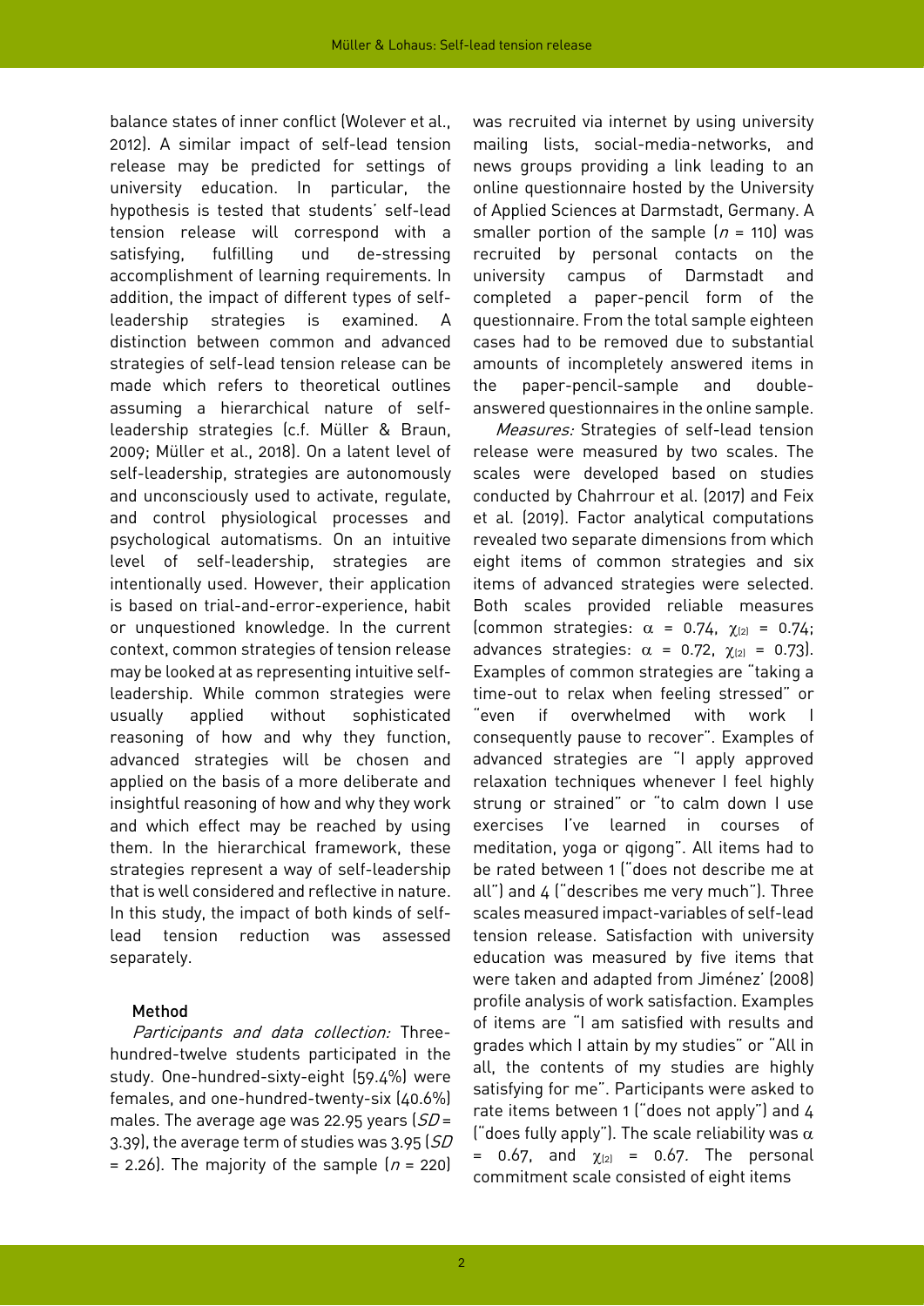balance states of inner conflict (Wolever et al., 2012). A similar impact of self-lead tension release may be predicted for settings of university education. In particular, the hypothesis is tested that students' self-lead tension release will correspond with a satisfying, fulfilling und de-stressing accomplishment of learning requirements. In addition, the impact of different types of self-leadership strategies is examined. A distinction between common and advanced strategies of self-lead tension release can be made which refers to theoretical outlines assuming a hierarchical nature of self-leadership strategies (c.f. Müller & Braun, 2009; Müller et al., 2018). On a latent level of self-leadership, strategies are autonomously and unconsciously used to activate, regulate, and control physiological processes and psychological automatisms. On an intuitive level of self-leadership, strategies are intentionally used. However, their application is based on trial-and-error-experience, habit or unquestioned knowledge. In the current context, common strategies of tension release may be looked at as representing intuitive self-leadership. While common strategies were usually applied without sophisticated reasoning of how and why they function, advanced strategies will be chosen and applied on the basis of a more deliberate and insightful reasoning of how and why they work and which effect may be reached by using them. In the hierarchical framework, these strategies represent a way of self-leadership that is well considered and reflective in nature. In this study, the impact of both kinds of self-lead tension reduction was assessed separately.

## Method

*Participants and data collection:* Three-hundred-twelve students participated in the study. One-hundred-sixty-eight (59.4%) were females, and one-hundred-twenty-six (40.6%) males. The average age was 22.95 years ($SD$ = 3.39), the average term of studies was 3.95 ($SD$ = 2.26). The majority of the sample ($n$ = 220) was recruited via internet by using university mailing lists, social-media-networks, and news groups providing a link leading to an online questionnaire hosted by the University of Applied Sciences at Darmstadt, Germany. A smaller portion of the sample ($n$ = 110) was recruited by personal contacts on the university campus of Darmstadt and completed a paper-pencil form of the questionnaire. From the total sample eighteen cases had to be removed due to substantial amounts of incompletely answered items in the paper-pencil-sample and double-answered questionnaires in the online sample.

*Measures:* Strategies of self-lead tension release were measured by two scales. The scales were developed based on studies conducted by Chahrrour et al. (2017) and Feix et al. (2019). Factor analytical computations revealed two separate dimensions from which eight items of common strategies and six items of advanced strategies were selected. Both scales provided reliable measures (common strategies: $\alpha$ = 0.74, $\chi_{(2)}$ = 0.74; advances strategies: $\alpha$ = 0.72, $\chi_{(2)}$ = 0.73). Examples of common strategies are "taking a time-out to relax when feeling stressed" or "even if overwhelmed with work I consequently pause to recover". Examples of advanced strategies are "I apply approved relaxation techniques whenever I feel highly strung or strained" or "to calm down I use exercises I've learned in courses of meditation, yoga or qigong". All items had to be rated between 1 ("does not describe me at all") and 4 ("describes me very much"). Three scales measured impact-variables of self-lead tension release. Satisfaction with university education was measured by five items that were taken and adapted from Jiménez' (2008) profile analysis of work satisfaction. Examples of items are "I am satisfied with results and grades which I attain by my studies" or "All in all, the contents of my studies are highly satisfying for me". Participants were asked to rate items between 1 ("does not apply") and 4 ("does fully apply"). The scale reliability was $\alpha$ = 0.67, and $\chi_{(2)}$ = 0.67. The personal commitment scale consisted of eight items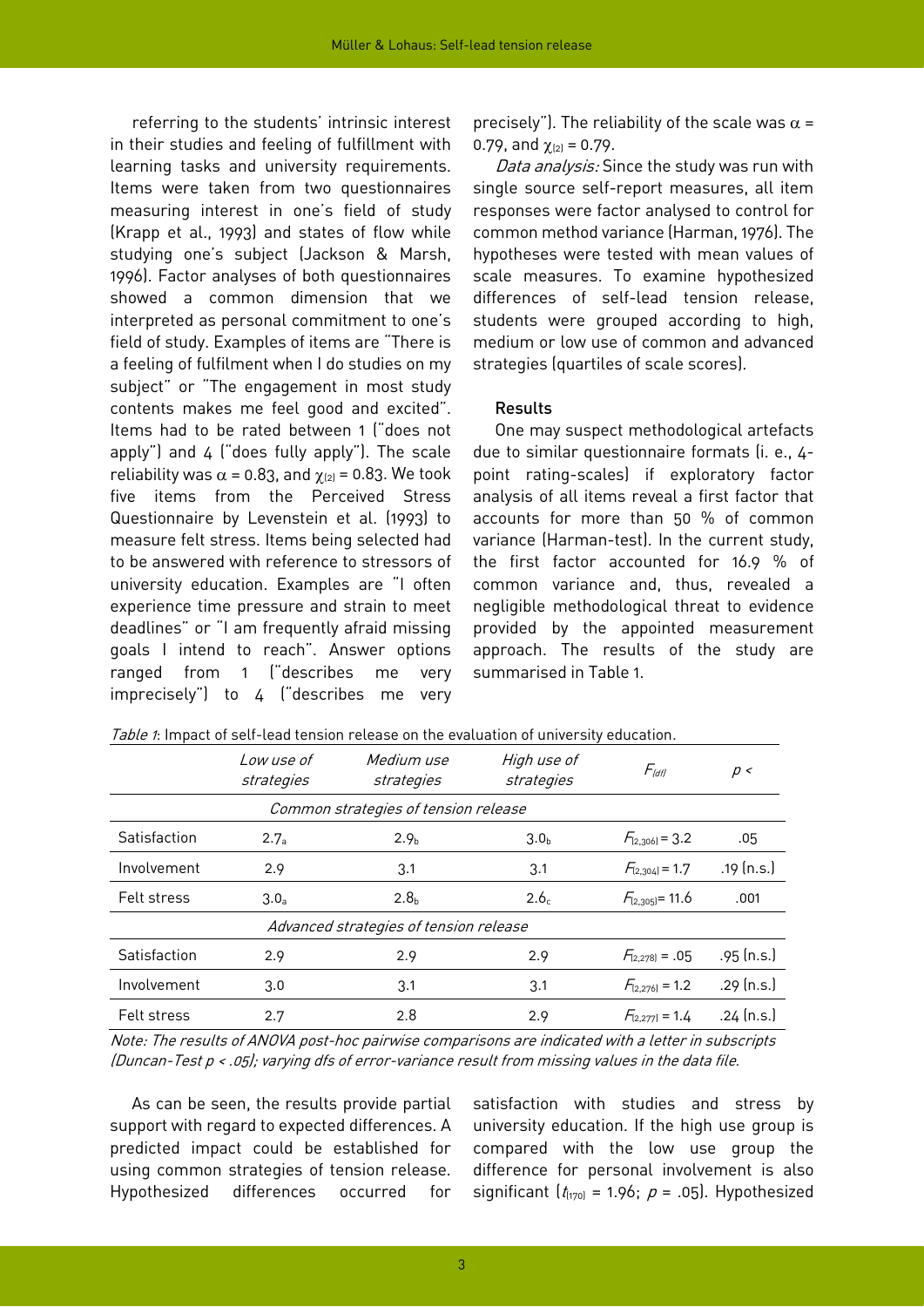referring to the students' intrinsic interest in their studies and feeling of fulfillment with learning tasks and university requirements. Items were taken from two questionnaires measuring interest in one's field of study (Krapp et al., 1993) and states of flow while studying one's subject (Jackson & Marsh, 1996). Factor analyses of both questionnaires showed a common dimension that we interpreted as personal commitment to one's field of study. Examples of items are "There is a feeling of fulfilment when I do studies on my subject" or "The engagement in most study contents makes me feel good and excited". Items had to be rated between 1 ("does not apply") and 4 ("does fully apply"). The scale reliability was $\alpha = 0.83$, and $\chi_{(2)} = 0.83$. We took five items from the Perceived Stress Questionnaire by Levenstein et al. (1993) to measure felt stress. Items being selected had to be answered with reference to stressors of university education. Examples are "I often experience time pressure and strain to meet deadlines" or "I am frequently afraid missing goals I intend to reach". Answer options ranged from 1 ("describes me very imprecisely") to 4 ("describes me very precisely"). The reliability of the scale was $\alpha = 0.79$, and $\chi_{(2)} = 0.79$.

*Data analysis:* Since the study was run with single source self-report measures, all item responses were factor analysed to control for common method variance (Harman, 1976). The hypotheses were tested with mean values of scale measures. To examine hypothesized differences of self-lead tension release, students were grouped according to high, medium or low use of common and advanced strategies (quartiles of scale scores).

### Results

One may suspect methodological artefacts due to similar questionnaire formats (i. e., 4-point rating-scales) if exploratory factor analysis of all items reveal a first factor that accounts for more than 50 % of common variance (Harman-test). In the current study, the first factor accounted for 16.9 % of common variance and, thus, revealed a negligible methodological threat to evidence provided by the appointed measurement approach. The results of the study are summarised in Table 1.

*Table 1*: Impact of self-lead tension release on the evaluation of university education.

| | *Low use of strategies* | *Medium use strategies* | *High use of strategies* | $F_{(df)}$ | $p <$ |
|---|---|---|---|---|---|
| | *Common strategies of tension release* | | | | |
| Satisfaction | $2.7_a$ | $2.9_b$ | $3.0_b$ | $F_{(2,306)} = 3.2$ | .05 |
| Involvement | 2.9 | 3.1 | 3.1 | $F_{(2,304)} = 1.7$ | .19 (n.s.) |
| Felt stress | $3.0_a$ | $2.8_b$ | $2.6_c$ | $F_{(2,305)} = 11.6$ | .001 |
| | *Advanced strategies of tension release* | | | | |
| Satisfaction | 2.9 | 2.9 | 2.9 | $F_{(2,278)} = .05$ | .95 (n.s.) |
| Involvement | 3.0 | 3.1 | 3.1 | $F_{(2,276)} = 1.2$ | .29 (n.s.) |
| Felt stress | 2.7 | 2.8 | 2.9 | $F_{(2,277)} = 1.4$ | .24 (n.s.) |

*Note: The results of ANOVA post-hoc pairwise comparisons are indicated with a letter in subscripts (Duncan-Test $p < .05$); varying dfs of error-variance result from missing values in the data file.*

As can be seen, the results provide partial support with regard to expected differences. A predicted impact could be established for using common strategies of tension release. Hypothesized differences occurred for satisfaction with studies and stress by university education. If the high use group is compared with the low use group the difference for personal involvement is also significant ($t_{(170)} = 1.96$; $p = .05$). Hypothesized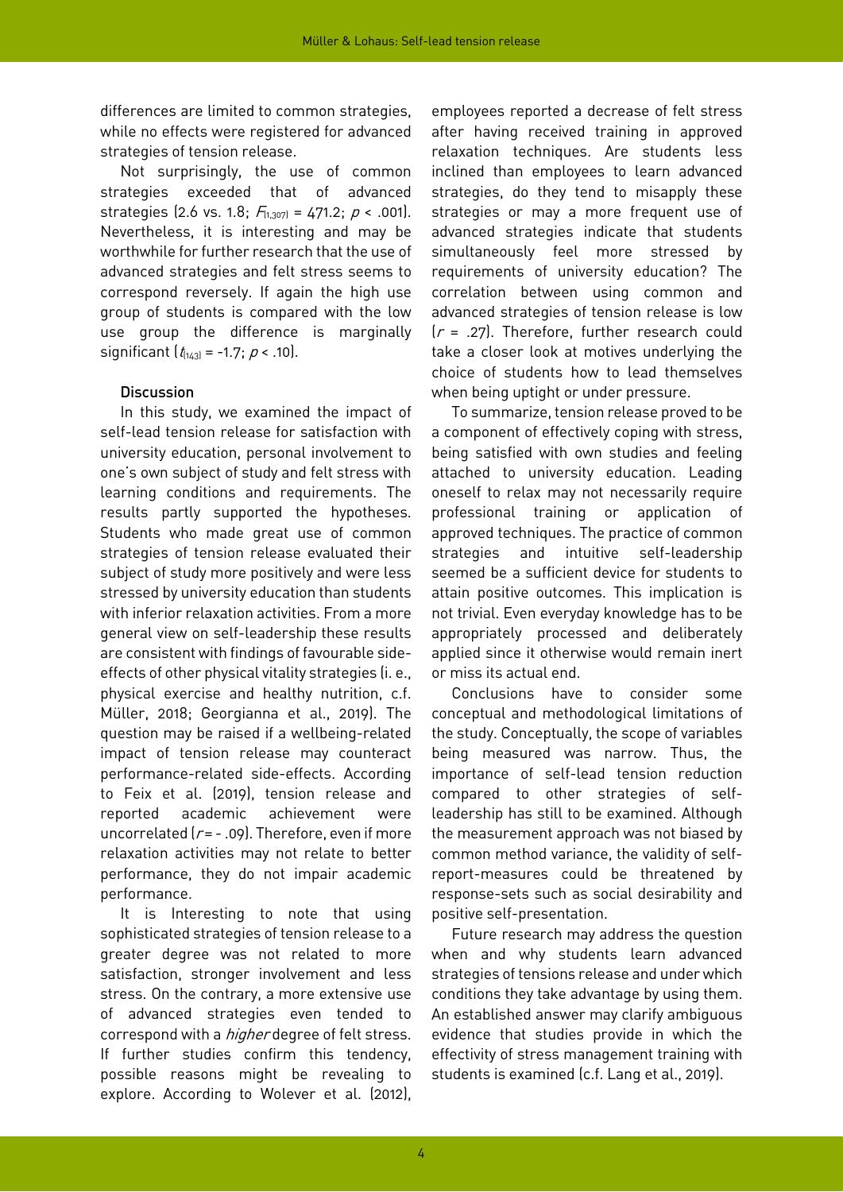differences are limited to common strategies, while no effects were registered for advanced strategies of tension release.

Not surprisingly, the use of common strategies exceeded that of advanced strategies (2.6 vs. 1.8; $F_{(1,307)} = 471.2$; $p < .001$). Nevertheless, it is interesting and may be worthwhile for further research that the use of advanced strategies and felt stress seems to correspond reversely. If again the high use group of students is compared with the low use group the difference is marginally significant ($t_{(143)} = -1.7$; $p < .10$).

### Discussion

In this study, we examined the impact of self-lead tension release for satisfaction with university education, personal involvement to one's own subject of study and felt stress with learning conditions and requirements. The results partly supported the hypotheses. Students who made great use of common strategies of tension release evaluated their subject of study more positively and were less stressed by university education than students with inferior relaxation activities. From a more general view on self-leadership these results are consistent with findings of favourable side-effects of other physical vitality strategies (i. e., physical exercise and healthy nutrition, c.f. Müller, 2018; Georgianna et al., 2019). The question may be raised if a wellbeing-related impact of tension release may counteract performance-related side-effects. According to Feix et al. (2019), tension release and reported academic achievement were uncorrelated ($r = -.09$). Therefore, even if more relaxation activities may not relate to better performance, they do not impair academic performance.

It is Interesting to note that using sophisticated strategies of tension release to a greater degree was not related to more satisfaction, stronger involvement and less stress. On the contrary, a more extensive use of advanced strategies even tended to correspond with a *higher* degree of felt stress. If further studies confirm this tendency, possible reasons might be revealing to explore. According to Wolever et al. (2012), employees reported a decrease of felt stress after having received training in approved relaxation techniques. Are students less inclined than employees to learn advanced strategies, do they tend to misapply these strategies or may a more frequent use of advanced strategies indicate that students simultaneously feel more stressed by requirements of university education? The correlation between using common and advanced strategies of tension release is low ($r = .27$). Therefore, further research could take a closer look at motives underlying the choice of students how to lead themselves when being uptight or under pressure.

To summarize, tension release proved to be a component of effectively coping with stress, being satisfied with own studies and feeling attached to university education. Leading oneself to relax may not necessarily require professional training or application of approved techniques. The practice of common strategies and intuitive self-leadership seemed be a sufficient device for students to attain positive outcomes. This implication is not trivial. Even everyday knowledge has to be appropriately processed and deliberately applied since it otherwise would remain inert or miss its actual end.

Conclusions have to consider some conceptual and methodological limitations of the study. Conceptually, the scope of variables being measured was narrow. Thus, the importance of self-lead tension reduction compared to other strategies of self-leadership has still to be examined. Although the measurement approach was not biased by common method variance, the validity of self-report-measures could be threatened by response-sets such as social desirability and positive self-presentation.

Future research may address the question when and why students learn advanced strategies of tensions release and under which conditions they take advantage by using them. An established answer may clarify ambiguous evidence that studies provide in which the effectivity of stress management training with students is examined (c.f. Lang et al., 2019).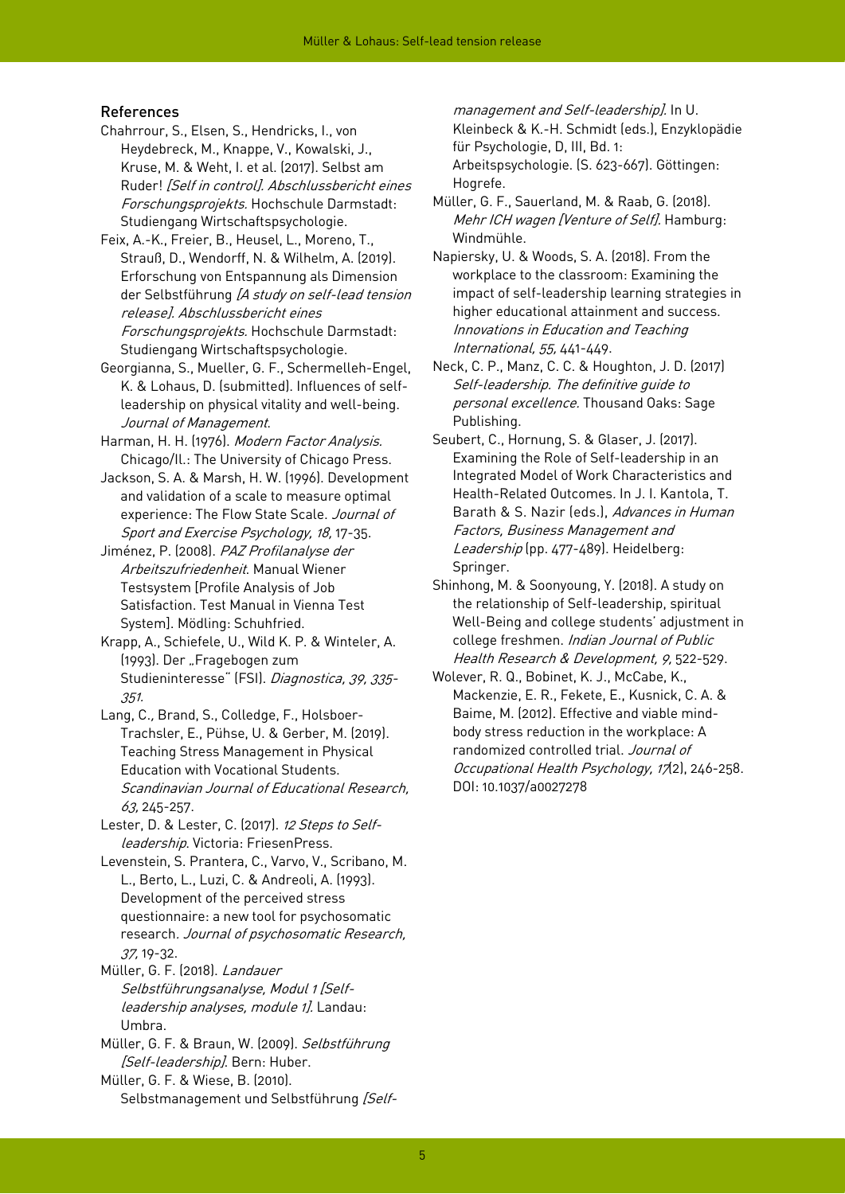## References

Chahrrour, S., Elsen, S., Hendricks, I., von Heydebreck, M., Knappe, V., Kowalski, J., Kruse, M. & Weht, I. et al. (2017). Selbst am Ruder! *[Self in control]. Abschlussbericht eines Forschungsprojekts*. Hochschule Darmstadt: Studiengang Wirtschaftspsychologie.

Feix, A.-K., Freier, B., Heusel, L., Moreno, T., Strauß, D., Wendorff, N. & Wilhelm, A. (2019). Erforschung von Entspannung als Dimension der Selbstführung *[A study on self-lead tension release]. Abschlussbericht eines Forschungsprojekts*. Hochschule Darmstadt: Studiengang Wirtschaftspsychologie.

Georgianna, S., Mueller, G. F., Schermelleh-Engel, K. & Lohaus, D. (submitted). Influences of self-leadership on physical vitality and well-being. *Journal of Management*.

Harman, H. H. (1976). *Modern Factor Analysis.* Chicago/Il.: The University of Chicago Press.

Jackson, S. A. & Marsh, H. W. (1996). Development and validation of a scale to measure optimal experience: The Flow State Scale. *Journal of Sport and Exercise Psychology, 18,* 17-35.

Jiménez, P. (2008). *PAZ Profilanalyse der Arbeitszufriedenheit*. Manual Wiener Testsystem [Profile Analysis of Job Satisfaction. Test Manual in Vienna Test System]. Mödling: Schuhfried.

Krapp, A., Schiefele, U., Wild K. P. & Winteler, A. (1993). Der „Fragebogen zum Studieninteresse" (FSI). *Diagnostica, 39, 335-351.*

Lang, C., Brand, S., Colledge, F., Holsboer-Trachsler, E., Pühse, U. & Gerber, M. (2019). Teaching Stress Management in Physical Education with Vocational Students. *Scandinavian Journal of Educational Research, 63,* 245-257.

Lester, D. & Lester, C. (2017). *12 Steps to Self-leadership*. Victoria: FriesenPress.

Levenstein, S. Prantera, C., Varvo, V., Scribano, M. L., Berto, L., Luzi, C. & Andreoli, A. (1993). Development of the perceived stress questionnaire: a new tool for psychosomatic research. *Journal of psychosomatic Research, 37,* 19-32.

Müller, G. F. (2018). *Landauer Selbstführungsanalyse, Modul 1 [Self-leadership analyses, module 1]*. Landau: Umbra.

Müller, G. F. & Braun, W. (2009). *Selbstführung [Self-leadership]*. Bern: Huber.

Müller, G. F. & Wiese, B. (2010). Selbstmanagement und Selbstführung *[Self-management and Self-leadership]*. In U. Kleinbeck & K.-H. Schmidt (eds.), Enzyklopädie für Psychologie, D, III, Bd. 1: Arbeitspsychologie. (S. 623-667). Göttingen: Hogrefe.

Müller, G. F., Sauerland, M. & Raab, G. (2018). *Mehr ICH wagen [Venture of Self]*. Hamburg: Windmühle.

Napiersky, U. & Woods, S. A. (2018). From the workplace to the classroom: Examining the impact of self-leadership learning strategies in higher educational attainment and success. *Innovations in Education and Teaching International, 55,* 441-449.

Neck, C. P., Manz, C. C. & Houghton, J. D. (2017) *Self-leadership. The definitive guide to personal excellence*. Thousand Oaks: Sage Publishing.

Seubert, C., Hornung, S. & Glaser, J. (2017). Examining the Role of Self-leadership in an Integrated Model of Work Characteristics and Health-Related Outcomes. In J. I. Kantola, T. Barath & S. Nazir (eds.), *Advances in Human Factors, Business Management and Leadership* (pp. 477-489). Heidelberg: Springer.

Shinhong, M. & Soonyoung, Y. (2018). A study on the relationship of Self-leadership, spiritual Well-Being and college students' adjustment in college freshmen. *Indian Journal of Public Health Research & Development, 9,* 522-529.

Wolever, R. Q., Bobinet, K. J., McCabe, K., Mackenzie, E. R., Fekete, E., Kusnick, C. A. & Baime, M. (2012). Effective and viable mind-body stress reduction in the workplace: A randomized controlled trial. *Journal of Occupational Health Psychology, 17*(2), 246-258. DOI: 10.1037/a0027278